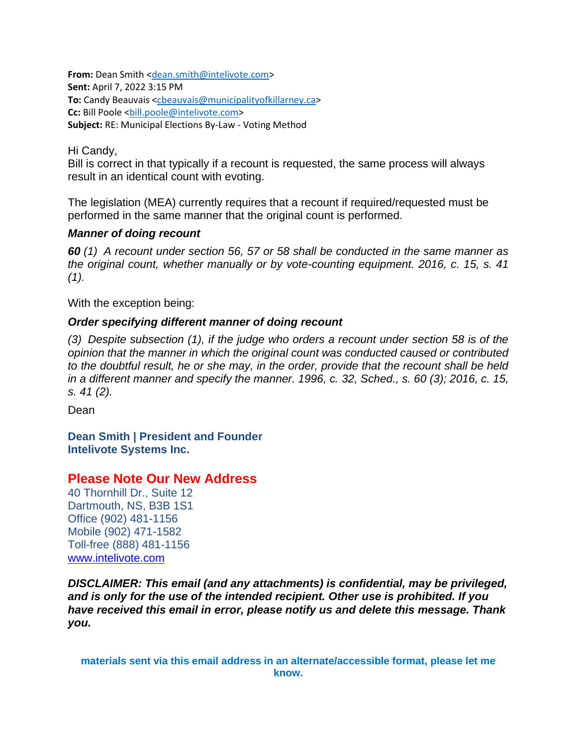**From:** Dean Smith <dean.smith@intelivote.com>
**Sent:** April 7, 2022 3:15 PM
**To:** Candy Beauvais <cbeauvais@municipalityofkillarney.ca>
**Cc:** Bill Poole <bill.poole@intelivote.com>
**Subject:** RE: Municipal Elections By-Law - Voting Method

Hi Candy,
Bill is correct in that typically if a recount is requested, the same process will always result in an identical count with evoting.

The legislation (MEA) currently requires that a recount if required/requested must be performed in the same manner that the original count is performed.

***Manner of doing recount***

***60*** *(1) A recount under section 56, 57 or 58 shall be conducted in the same manner as the original count, whether manually or by vote-counting equipment. 2016, c. 15, s. 41 (1).*

With the exception being:

***Order specifying different manner of doing recount***

*(3) Despite subsection (1), if the judge who orders a recount under section 58 is of the opinion that the manner in which the original count was conducted caused or contributed to the doubtful result, he or she may, in the order, provide that the recount shall be held in a different manner and specify the manner. 1996, c. 32, Sched., s. 60 (3); 2016, c. 15, s. 41 (2).*

Dean

**Dean Smith | President and Founder**
**Intelivote Systems Inc.**

**Please Note Our New Address**
40 Thornhill Dr., Suite 12
Dartmouth, NS, B3B 1S1
Office (902) 481-1156
Mobile (902) 471-1582
Toll-free (888) 481-1156
www.intelivote.com

***DISCLAIMER: This email (and any attachments) is confidential, may be privileged, and is only for the use of the intended recipient. Other use is prohibited. If you have received this email in error, please notify us and delete this message. Thank you.***

**materials sent via this email address in an alternate/accessible format, please let me know.**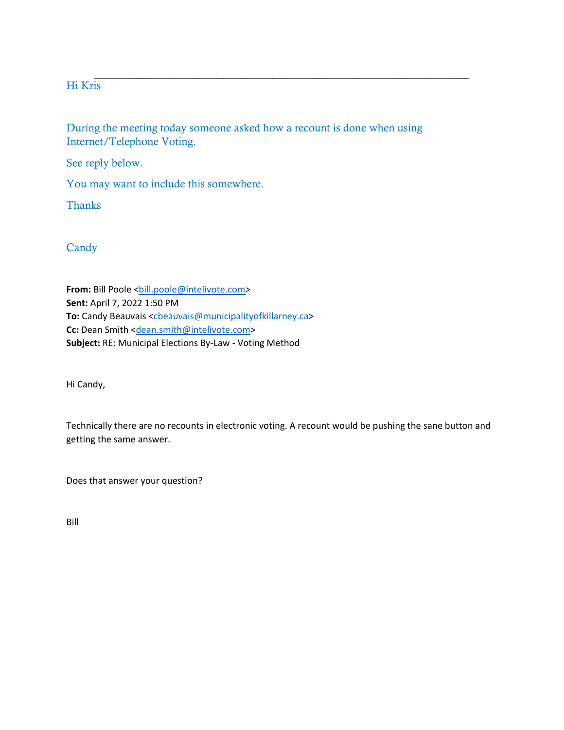---

Hi Kris

During the meeting today someone asked how a recount is done when using Internet/Telephone Voting.

See reply below.

You may want to include this somewhere.

Thanks

Candy

**From:** Bill Poole <bill.poole@intelivote.com>
**Sent:** April 7, 2022 1:50 PM
**To:** Candy Beauvais <cbeauvais@municipalityofkillarney.ca>
**Cc:** Dean Smith <dean.smith@intelivote.com>
**Subject:** RE: Municipal Elections By-Law - Voting Method

Hi Candy,

Technically there are no recounts in electronic voting. A recount would be pushing the sane button and getting the same answer.

Does that answer your question?

Bill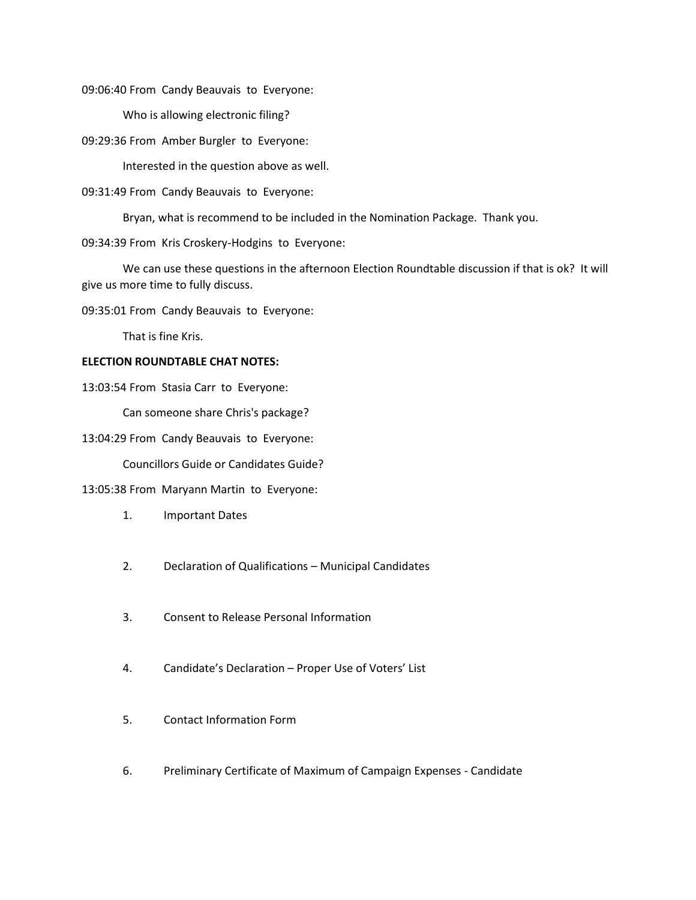09:06:40 From Candy Beauvais to Everyone:

Who is allowing electronic filing?

09:29:36 From Amber Burgler to Everyone:

Interested in the question above as well.

09:31:49 From Candy Beauvais to Everyone:

Bryan, what is recommend to be included in the Nomination Package. Thank you.

09:34:39 From Kris Croskery-Hodgins to Everyone:

We can use these questions in the afternoon Election Roundtable discussion if that is ok? It will give us more time to fully discuss.

09:35:01 From Candy Beauvais to Everyone:

That is fine Kris.

**ELECTION ROUNDTABLE CHAT NOTES:**

13:03:54 From Stasia Carr to Everyone:

Can someone share Chris's package?

13:04:29 From Candy Beauvais to Everyone:

Councillors Guide or Candidates Guide?

13:05:38 From Maryann Martin to Everyone:

1. Important Dates

2. Declaration of Qualifications – Municipal Candidates

3. Consent to Release Personal Information

4. Candidate's Declaration – Proper Use of Voters' List

5. Contact Information Form

6. Preliminary Certificate of Maximum of Campaign Expenses - Candidate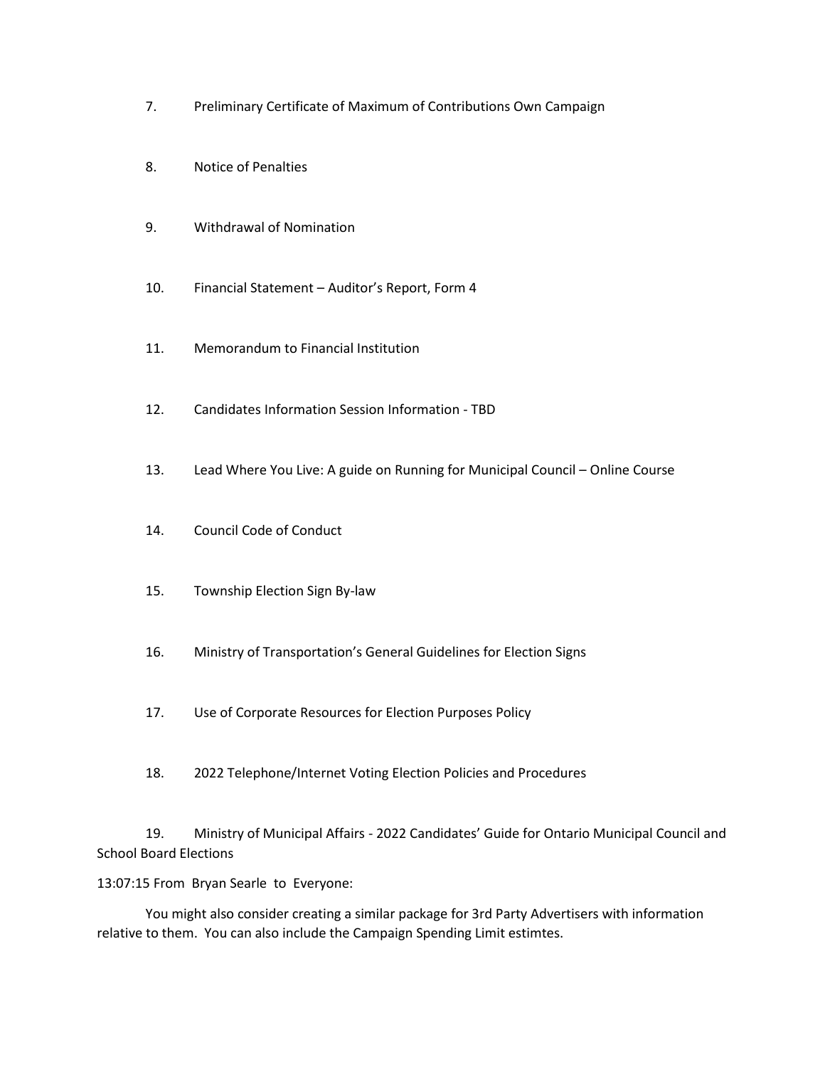7. Preliminary Certificate of Maximum of Contributions Own Campaign

8. Notice of Penalties

9. Withdrawal of Nomination

10. Financial Statement – Auditor's Report, Form 4

11. Memorandum to Financial Institution

12. Candidates Information Session Information - TBD

13. Lead Where You Live: A guide on Running for Municipal Council – Online Course

14. Council Code of Conduct

15. Township Election Sign By-law

16. Ministry of Transportation's General Guidelines for Election Signs

17. Use of Corporate Resources for Election Purposes Policy

18. 2022 Telephone/Internet Voting Election Policies and Procedures

19. Ministry of Municipal Affairs - 2022 Candidates' Guide for Ontario Municipal Council and School Board Elections

13:07:15 From Bryan Searle to Everyone:

You might also consider creating a similar package for 3rd Party Advertisers with information relative to them. You can also include the Campaign Spending Limit estimtes.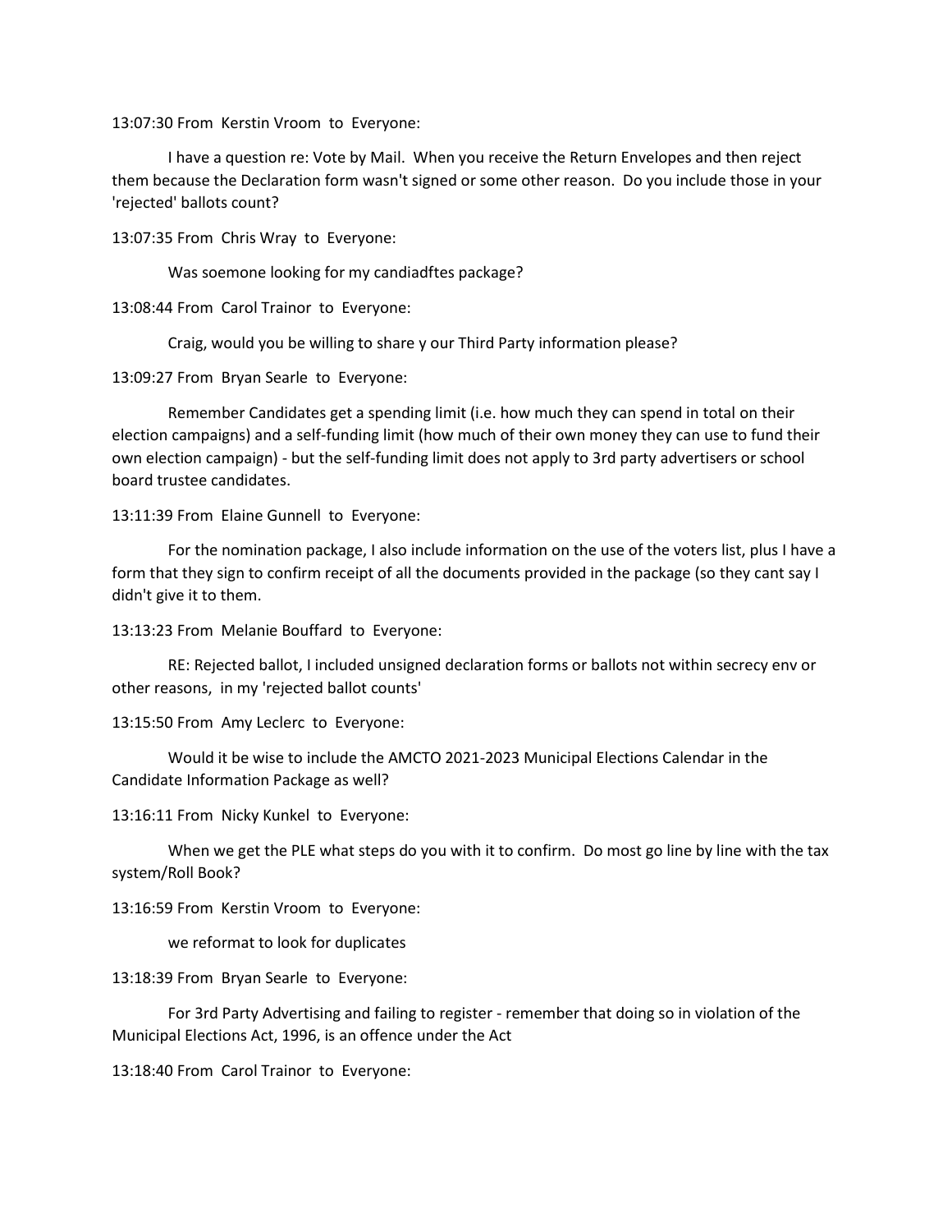13:07:30 From Kerstin Vroom to Everyone:

I have a question re: Vote by Mail. When you receive the Return Envelopes and then reject them because the Declaration form wasn't signed or some other reason. Do you include those in your 'rejected' ballots count?

13:07:35 From Chris Wray to Everyone:

Was soemone looking for my candiadftes package?

13:08:44 From Carol Trainor to Everyone:

Craig, would you be willing to share y our Third Party information please?

13:09:27 From Bryan Searle to Everyone:

Remember Candidates get a spending limit (i.e. how much they can spend in total on their election campaigns) and a self-funding limit (how much of their own money they can use to fund their own election campaign) - but the self-funding limit does not apply to 3rd party advertisers or school board trustee candidates.

13:11:39 From Elaine Gunnell to Everyone:

For the nomination package, I also include information on the use of the voters list, plus I have a form that they sign to confirm receipt of all the documents provided in the package (so they cant say I didn't give it to them.

13:13:23 From Melanie Bouffard to Everyone:

RE: Rejected ballot, I included unsigned declaration forms or ballots not within secrecy env or other reasons, in my 'rejected ballot counts'

13:15:50 From Amy Leclerc to Everyone:

Would it be wise to include the AMCTO 2021-2023 Municipal Elections Calendar in the Candidate Information Package as well?

13:16:11 From Nicky Kunkel to Everyone:

When we get the PLE what steps do you with it to confirm. Do most go line by line with the tax system/Roll Book?

13:16:59 From Kerstin Vroom to Everyone:

we reformat to look for duplicates

13:18:39 From Bryan Searle to Everyone:

For 3rd Party Advertising and failing to register - remember that doing so in violation of the Municipal Elections Act, 1996, is an offence under the Act

13:18:40 From Carol Trainor to Everyone: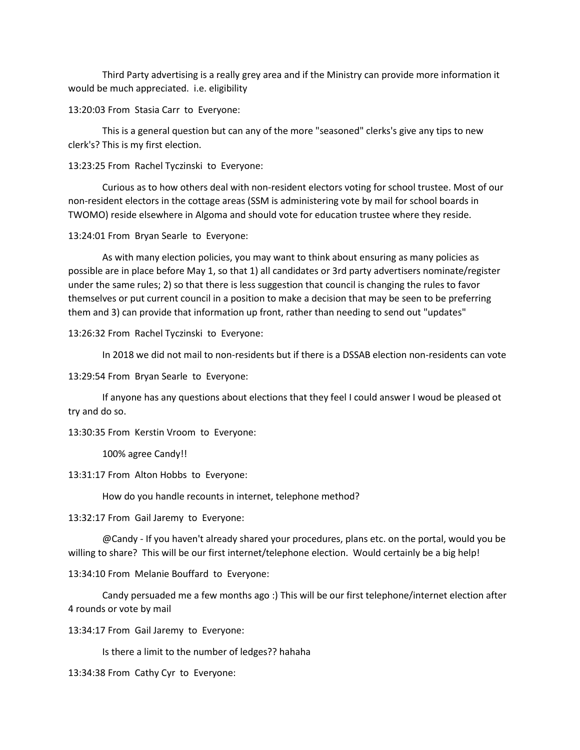Third Party advertising is a really grey area and if the Ministry can provide more information it would be much appreciated. i.e. eligibility

13:20:03 From Stasia Carr to Everyone:

This is a general question but can any of the more "seasoned" clerks's give any tips to new clerk's? This is my first election.

13:23:25 From Rachel Tyczinski to Everyone:

Curious as to how others deal with non-resident electors voting for school trustee. Most of our non-resident electors in the cottage areas (SSM is administering vote by mail for school boards in TWOMO) reside elsewhere in Algoma and should vote for education trustee where they reside.

13:24:01 From Bryan Searle to Everyone:

As with many election policies, you may want to think about ensuring as many policies as possible are in place before May 1, so that 1) all candidates or 3rd party advertisers nominate/register under the same rules; 2) so that there is less suggestion that council is changing the rules to favor themselves or put current council in a position to make a decision that may be seen to be preferring them and 3) can provide that information up front, rather than needing to send out "updates"

13:26:32 From Rachel Tyczinski to Everyone:

In 2018 we did not mail to non-residents but if there is a DSSAB election non-residents can vote

13:29:54 From Bryan Searle to Everyone:

If anyone has any questions about elections that they feel I could answer I woud be pleased ot try and do so.

13:30:35 From Kerstin Vroom to Everyone:

100% agree Candy!!

13:31:17 From Alton Hobbs to Everyone:

How do you handle recounts in internet, telephone method?

13:32:17 From Gail Jaremy to Everyone:

@Candy - If you haven't already shared your procedures, plans etc. on the portal, would you be willing to share? This will be our first internet/telephone election. Would certainly be a big help!

13:34:10 From Melanie Bouffard to Everyone:

Candy persuaded me a few months ago :) This will be our first telephone/internet election after 4 rounds or vote by mail

13:34:17 From Gail Jaremy to Everyone:

Is there a limit to the number of ledges?? hahaha

13:34:38 From Cathy Cyr to Everyone: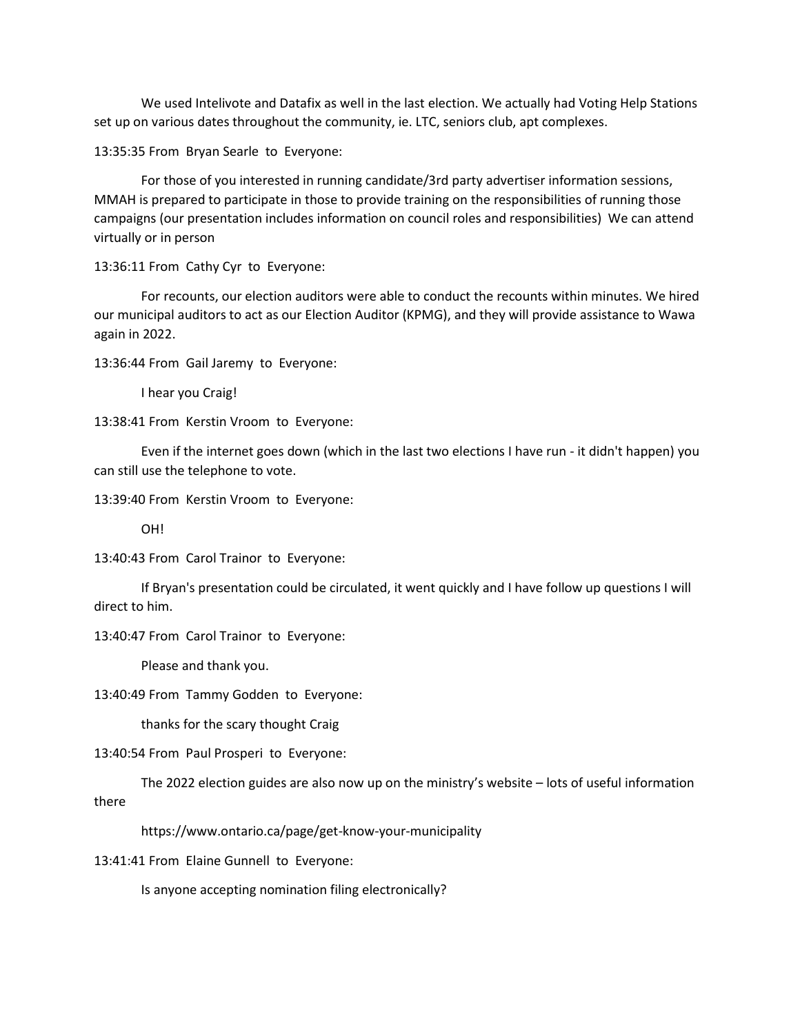We used Intelivote and Datafix as well in the last election. We actually had Voting Help Stations set up on various dates throughout the community, ie. LTC, seniors club, apt complexes.

13:35:35 From Bryan Searle to Everyone:

For those of you interested in running candidate/3rd party advertiser information sessions, MMAH is prepared to participate in those to provide training on the responsibilities of running those campaigns (our presentation includes information on council roles and responsibilities) We can attend virtually or in person

13:36:11 From Cathy Cyr to Everyone:

For recounts, our election auditors were able to conduct the recounts within minutes. We hired our municipal auditors to act as our Election Auditor (KPMG), and they will provide assistance to Wawa again in 2022.

13:36:44 From Gail Jaremy to Everyone:

I hear you Craig!

13:38:41 From Kerstin Vroom to Everyone:

Even if the internet goes down (which in the last two elections I have run - it didn't happen) you can still use the telephone to vote.

13:39:40 From Kerstin Vroom to Everyone:

OH!

13:40:43 From Carol Trainor to Everyone:

If Bryan's presentation could be circulated, it went quickly and I have follow up questions I will direct to him.

13:40:47 From Carol Trainor to Everyone:

Please and thank you.

13:40:49 From Tammy Godden to Everyone:

thanks for the scary thought Craig

13:40:54 From Paul Prosperi to Everyone:

The 2022 election guides are also now up on the ministry's website – lots of useful information there

https://www.ontario.ca/page/get-know-your-municipality

13:41:41 From Elaine Gunnell to Everyone:

Is anyone accepting nomination filing electronically?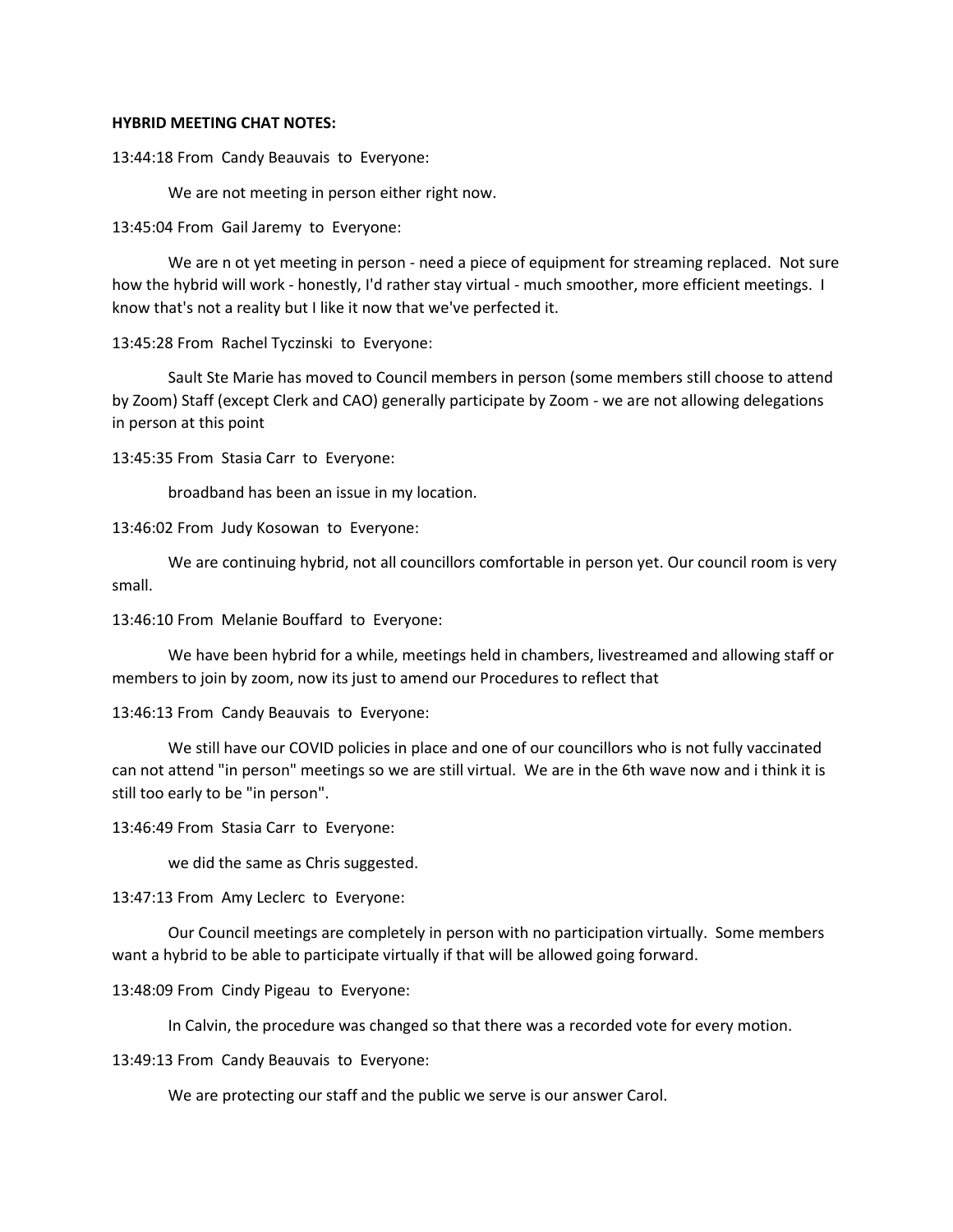**HYBRID MEETING CHAT NOTES:**

13:44:18 From Candy Beauvais to Everyone:

We are not meeting in person either right now.

13:45:04 From Gail Jaremy to Everyone:

We are n ot yet meeting in person - need a piece of equipment for streaming replaced. Not sure how the hybrid will work - honestly, I'd rather stay virtual - much smoother, more efficient meetings. I know that's not a reality but I like it now that we've perfected it.

13:45:28 From Rachel Tyczinski to Everyone:

Sault Ste Marie has moved to Council members in person (some members still choose to attend by Zoom) Staff (except Clerk and CAO) generally participate by Zoom - we are not allowing delegations in person at this point

13:45:35 From Stasia Carr to Everyone:

broadband has been an issue in my location.

13:46:02 From Judy Kosowan to Everyone:

We are continuing hybrid, not all councillors comfortable in person yet. Our council room is very small.

13:46:10 From Melanie Bouffard to Everyone:

We have been hybrid for a while, meetings held in chambers, livestreamed and allowing staff or members to join by zoom, now its just to amend our Procedures to reflect that

13:46:13 From Candy Beauvais to Everyone:

We still have our COVID policies in place and one of our councillors who is not fully vaccinated can not attend "in person" meetings so we are still virtual. We are in the 6th wave now and i think it is still too early to be "in person".

13:46:49 From Stasia Carr to Everyone:

we did the same as Chris suggested.

13:47:13 From Amy Leclerc to Everyone:

Our Council meetings are completely in person with no participation virtually. Some members want a hybrid to be able to participate virtually if that will be allowed going forward.

13:48:09 From Cindy Pigeau to Everyone:

In Calvin, the procedure was changed so that there was a recorded vote for every motion.

13:49:13 From Candy Beauvais to Everyone:

We are protecting our staff and the public we serve is our answer Carol.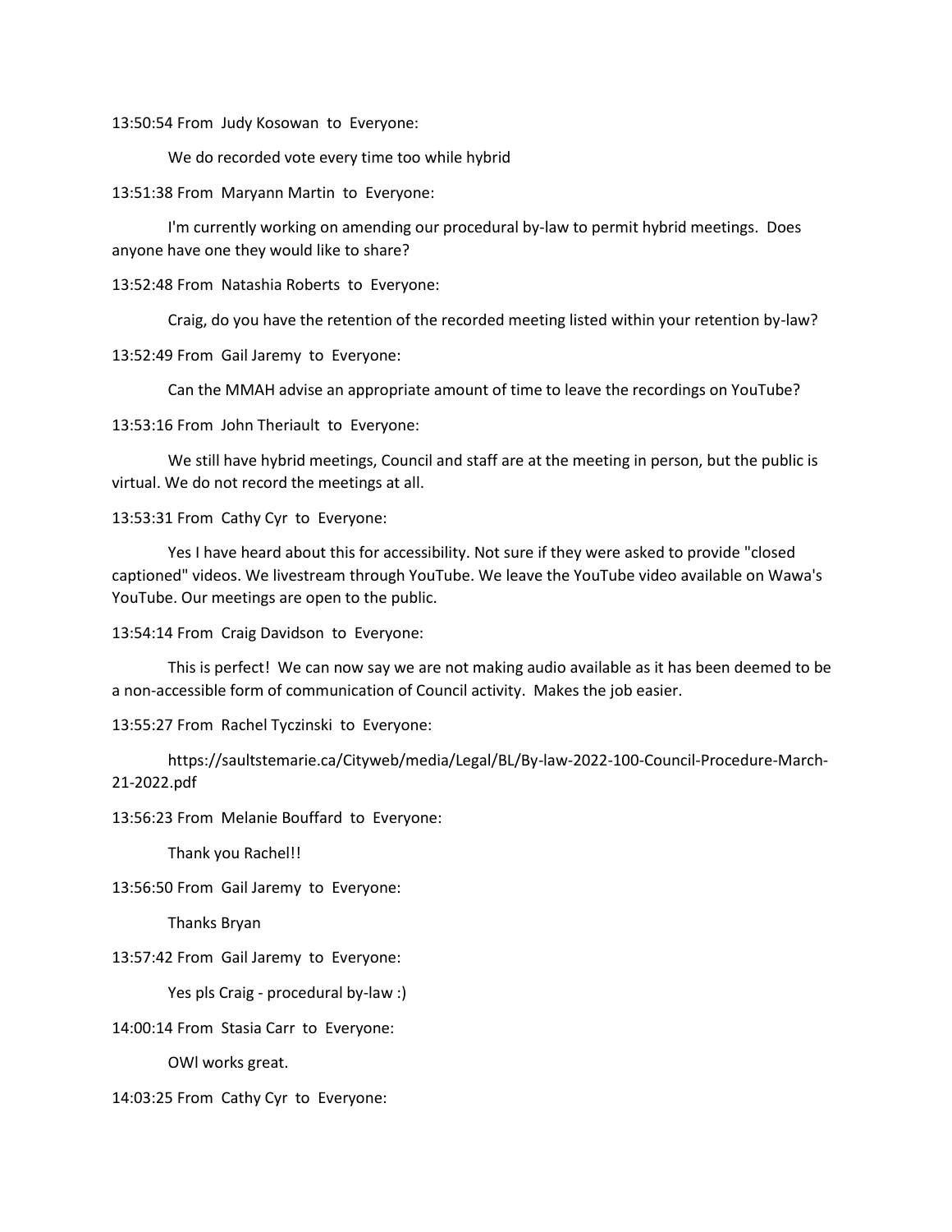13:50:54 From Judy Kosowan to Everyone:

We do recorded vote every time too while hybrid

13:51:38 From Maryann Martin to Everyone:

I'm currently working on amending our procedural by-law to permit hybrid meetings. Does anyone have one they would like to share?

13:52:48 From Natashia Roberts to Everyone:

Craig, do you have the retention of the recorded meeting listed within your retention by-law?

13:52:49 From Gail Jaremy to Everyone:

Can the MMAH advise an appropriate amount of time to leave the recordings on YouTube?

13:53:16 From John Theriault to Everyone:

We still have hybrid meetings, Council and staff are at the meeting in person, but the public is virtual. We do not record the meetings at all.

13:53:31 From Cathy Cyr to Everyone:

Yes I have heard about this for accessibility. Not sure if they were asked to provide "closed captioned" videos. We livestream through YouTube. We leave the YouTube video available on Wawa's YouTube. Our meetings are open to the public.

13:54:14 From Craig Davidson to Everyone:

This is perfect! We can now say we are not making audio available as it has been deemed to be a non-accessible form of communication of Council activity. Makes the job easier.

13:55:27 From Rachel Tyczinski to Everyone:

https://saultstemarie.ca/Cityweb/media/Legal/BL/By-law-2022-100-Council-Procedure-March-21-2022.pdf

13:56:23 From Melanie Bouffard to Everyone:

Thank you Rachel!!

13:56:50 From Gail Jaremy to Everyone:

Thanks Bryan

13:57:42 From Gail Jaremy to Everyone:

Yes pls Craig - procedural by-law :)

14:00:14 From Stasia Carr to Everyone:

OWl works great.

14:03:25 From Cathy Cyr to Everyone: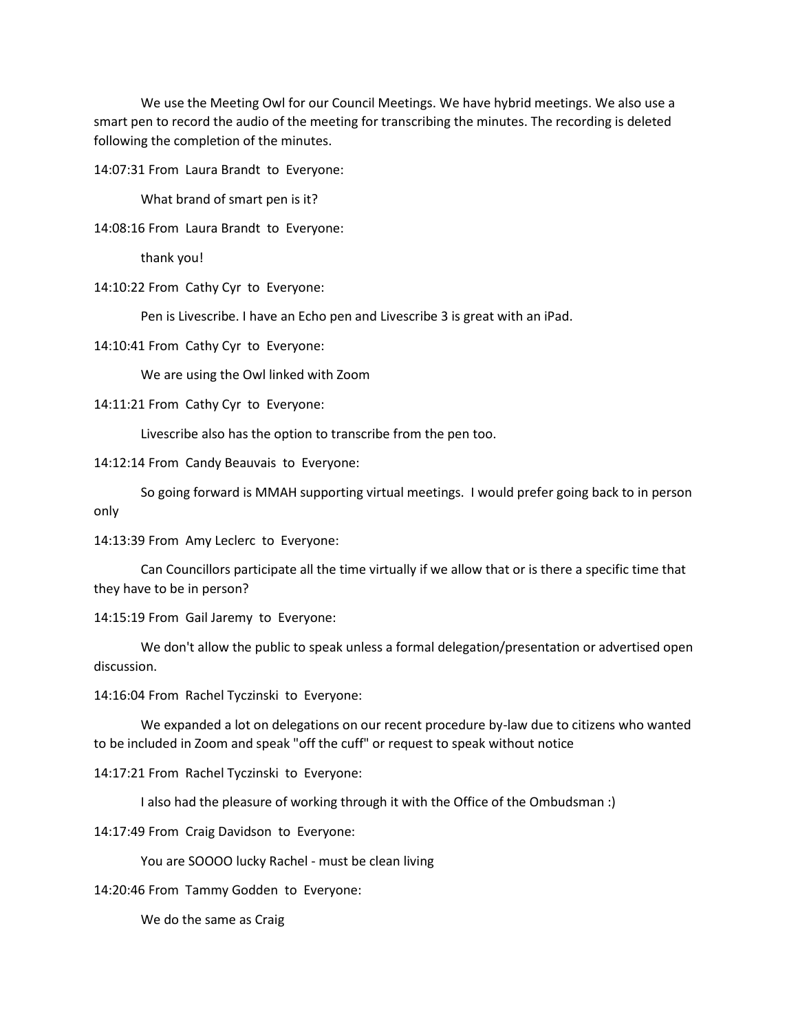We use the Meeting Owl for our Council Meetings. We have hybrid meetings. We also use a smart pen to record the audio of the meeting for transcribing the minutes. The recording is deleted following the completion of the minutes.

14:07:31 From Laura Brandt to Everyone:

What brand of smart pen is it?

14:08:16 From Laura Brandt to Everyone:

thank you!

14:10:22 From Cathy Cyr to Everyone:

Pen is Livescribe. I have an Echo pen and Livescribe 3 is great with an iPad.

14:10:41 From Cathy Cyr to Everyone:

We are using the Owl linked with Zoom

14:11:21 From Cathy Cyr to Everyone:

Livescribe also has the option to transcribe from the pen too.

14:12:14 From Candy Beauvais to Everyone:

So going forward is MMAH supporting virtual meetings. I would prefer going back to in person only

14:13:39 From Amy Leclerc to Everyone:

Can Councillors participate all the time virtually if we allow that or is there a specific time that they have to be in person?

14:15:19 From Gail Jaremy to Everyone:

We don't allow the public to speak unless a formal delegation/presentation or advertised open discussion.

14:16:04 From Rachel Tyczinski to Everyone:

We expanded a lot on delegations on our recent procedure by-law due to citizens who wanted to be included in Zoom and speak "off the cuff" or request to speak without notice

14:17:21 From Rachel Tyczinski to Everyone:

I also had the pleasure of working through it with the Office of the Ombudsman :)

14:17:49 From Craig Davidson to Everyone:

You are SOOOO lucky Rachel - must be clean living

14:20:46 From Tammy Godden to Everyone:

We do the same as Craig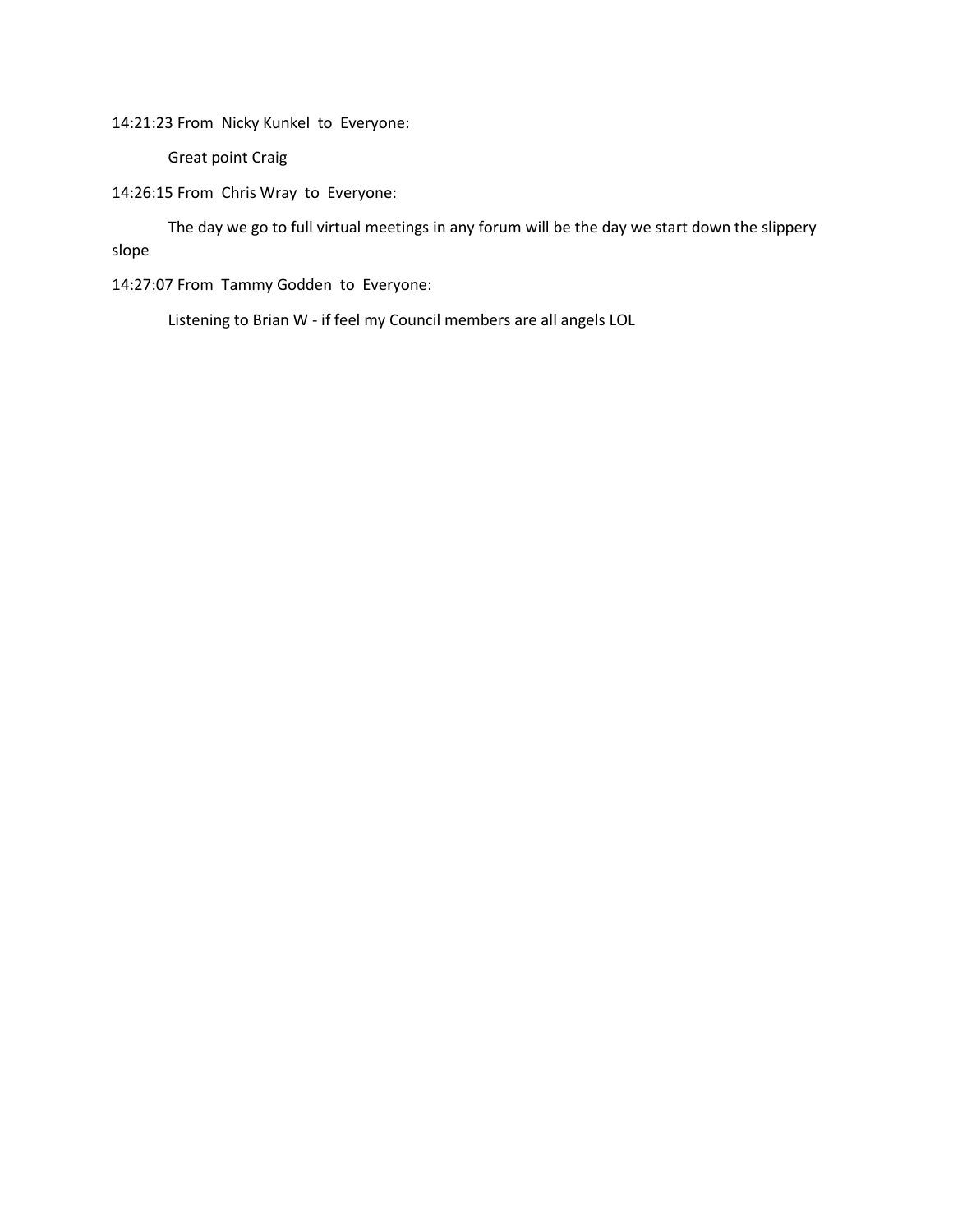14:21:23 From Nicky Kunkel to Everyone:

Great point Craig

14:26:15 From Chris Wray to Everyone:

The day we go to full virtual meetings in any forum will be the day we start down the slippery slope

14:27:07 From Tammy Godden to Everyone:

Listening to Brian W - if feel my Council members are all angels LOL